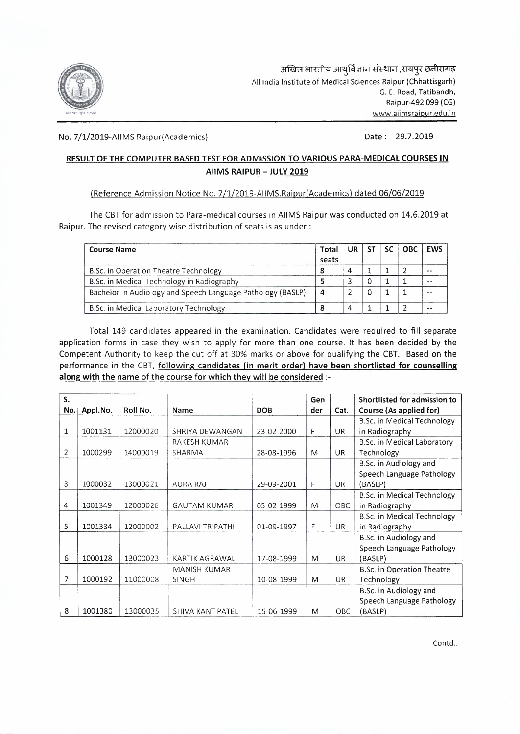अखिल भारतीय आयुर्विज्ञान संस्थान ,रायपुर छत्तीसगढ़
All India Institute of Medical Sciences Raipur (Chhattisgarh)
G. E. Road, Tatibandh,
Raipur-492 099 (CG)
www.aiimsraipur.edu.in

No. 7/1/2019-AIIMS Raipur(Academics)

Date : 29.7.2019

## RESULT OF THE COMPUTER BASED TEST FOR ADMISSION TO VARIOUS PARA-MEDICAL COURSES IN AIIMS RAIPUR – JULY 2019

(Reference Admission Notice No. 7/1/2019-AIIMS.Raipur(Academics) dated 06/06/2019

The CBT for admission to Para-medical courses in AIIMS Raipur was conducted on 14.6.2019 at Raipur. The revised category wise distribution of seats is as under :-

| Course Name | Total seats | UR | ST | SC | OBC | EWS |
|---|---|---|---|---|---|---|
| B.Sc. in Operation Theatre Technology | 8 | 4 | 1 | 1 | 2 | -- |
| B.Sc. in Medical Technology in Radiography | 5 | 3 | 0 | 1 | 1 | -- |
| Bachelor in Audiology and Speech Language Pathology (BASLP) | 4 | 2 | 0 | 1 | 1 | -- |
| B.Sc. in Medical Laboratory Technology | 8 | 4 | 1 | 1 | 2 | -- |

Total 149 candidates appeared in the examination. Candidates were required to fill separate application forms in case they wish to apply for more than one course. It has been decided by the Competent Authority to keep the cut off at 30% marks or above for qualifying the CBT. Based on the performance in the CBT, **following candidates (in merit order) have been shortlisted for counselling along with the name of the course for which they will be considered** :-

| S. No. | Appl.No. | Roll No. | Name | DOB | Gender | Cat. | Shortlisted for admission to Course (As applied for) |
|---|---|---|---|---|---|---|---|
| 1 | 1001131 | 12000020 | SHRIYA DEWANGAN | 23-02-2000 | F | UR | B.Sc. in Medical Technology in Radiography |
| 2 | 1000299 | 14000019 | RAKESH KUMAR SHARMA | 28-08-1996 | M | UR | B.Sc. in Medical Laboratory Technology |
| 3 | 1000032 | 13000021 | AURA RAJ | 29-09-2001 | F | UR | B.Sc. in Audiology and Speech Language Pathology (BASLP) |
| 4 | 1001349 | 12000026 | GAUTAM KUMAR | 05-02-1999 | M | OBC | B.Sc. in Medical Technology in Radiography |
| 5 | 1001334 | 12000002 | PALLAVI TRIPATHI | 01-09-1997 | F | UR | B.Sc. in Medical Technology in Radiography |
| 6 | 1000128 | 13000023 | KARTIK AGRAWAL | 17-08-1999 | M | UR | B.Sc. in Audiology and Speech Language Pathology (BASLP) |
| 7 | 1000192 | 11000008 | MANISH KUMAR SINGH | 10-08-1999 | M | UR | B.Sc. in Operation Theatre Technology |
| 8 | 1001380 | 13000035 | SHIVA KANT PATEL | 15-06-1999 | M | OBC | B.Sc. in Audiology and Speech Language Pathology (BASLP) |

Contd..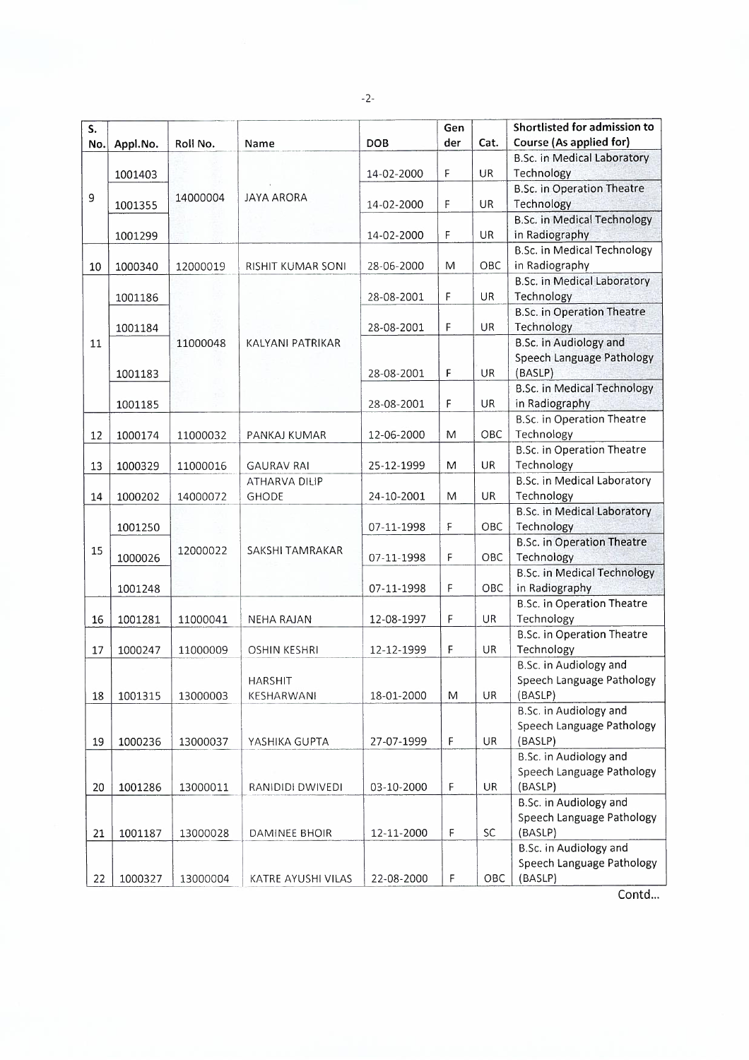| S. No. | Appl.No. | Roll No. | Name | DOB | Gender | Cat. | Shortlisted for admission to Course (As applied for) |
|---|---|---|---|---|---|---|---|
| 9 | 1001403 | 14000004 | JAYA ARORA | 14-02-2000 | F | UR | B.Sc. in Medical Laboratory Technology |
| | 1001355 | | | 14-02-2000 | F | UR | B.Sc. in Operation Theatre Technology |
| | 1001299 | | | 14-02-2000 | F | UR | B.Sc. in Medical Technology in Radiography |
| 10 | 1000340 | 12000019 | RISHIT KUMAR SONI | 28-06-2000 | M | OBC | B.Sc. in Medical Technology in Radiography |
| 11 | 1001186 | 11000048 | KALYANI PATRIKAR | 28-08-2001 | F | UR | B.Sc. in Medical Laboratory Technology |
| | 1001184 | | | 28-08-2001 | F | UR | B.Sc. in Operation Theatre Technology |
| | 1001183 | | | 28-08-2001 | F | UR | B.Sc. in Audiology and Speech Language Pathology (BASLP) |
| | 1001185 | | | 28-08-2001 | F | UR | B.Sc. in Medical Technology in Radiography |
| 12 | 1000174 | 11000032 | PANKAJ KUMAR | 12-06-2000 | M | OBC | B.Sc. in Operation Theatre Technology |
| 13 | 1000329 | 11000016 | GAURAV RAI | 25-12-1999 | M | UR | B.Sc. in Operation Theatre Technology |
| 14 | 1000202 | 14000072 | ATHARVA DILIP GHODE | 24-10-2001 | M | UR | B.Sc. in Medical Laboratory Technology |
| 15 | 1001250 | 12000022 | SAKSHI TAMRAKAR | 07-11-1998 | F | OBC | B.Sc. in Medical Laboratory Technology |
| | 1000026 | | | 07-11-1998 | F | OBC | B.Sc. in Operation Theatre Technology |
| | 1001248 | | | 07-11-1998 | F | OBC | B.Sc. in Medical Technology in Radiography |
| 16 | 1001281 | 11000041 | NEHA RAJAN | 12-08-1997 | F | UR | B.Sc. in Operation Theatre Technology |
| 17 | 1000247 | 11000009 | OSHIN KESHRI | 12-12-1999 | F | UR | B.Sc. in Operation Theatre Technology |
| 18 | 1001315 | 13000003 | HARSHIT KESHARWANI | 18-01-2000 | M | UR | B.Sc. in Audiology and Speech Language Pathology (BASLP) |
| 19 | 1000236 | 13000037 | YASHIKA GUPTA | 27-07-1999 | F | UR | B.Sc. in Audiology and Speech Language Pathology (BASLP) |
| 20 | 1001286 | 13000011 | RANIDIDI DWIVEDI | 03-10-2000 | F | UR | B.Sc. in Audiology and Speech Language Pathology (BASLP) |
| 21 | 1001187 | 13000028 | DAMINEE BHOIR | 12-11-2000 | F | SC | B.Sc. in Audiology and Speech Language Pathology (BASLP) |
| 22 | 1000327 | 13000004 | KATRE AYUSHI VILAS | 22-08-2000 | F | OBC | B.Sc. in Audiology and Speech Language Pathology (BASLP) |

Contd...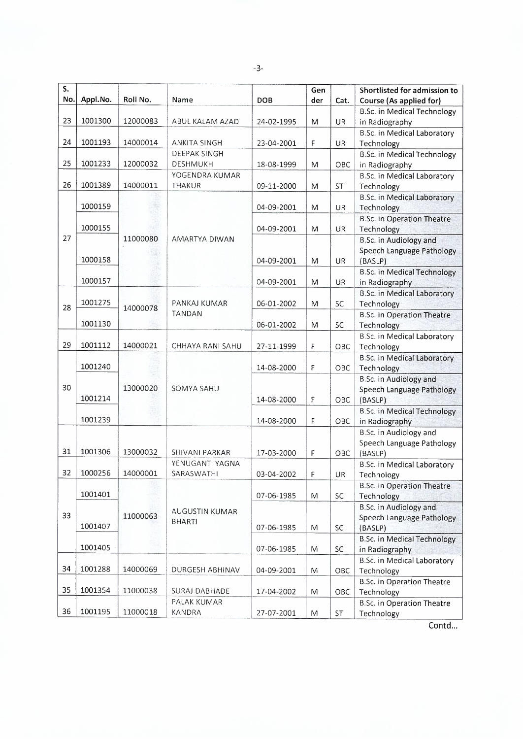| S. No. | Appl.No. | Roll No. | Name | DOB | Gender | Cat. | Shortlisted for admission to Course (As applied for) |
|---|---|---|---|---|---|---|---|
| 23 | 1001300 | 12000083 | ABUL KALAM AZAD | 24-02-1995 | M | UR | B.Sc. in Medical Technology in Radiography |
| 24 | 1001193 | 14000014 | ANKITA SINGH | 23-04-2001 | F | UR | B.Sc. in Medical Laboratory Technology |
| 25 | 1001233 | 12000032 | DEEPAK SINGH DESHMUKH | 18-08-1999 | M | OBC | B.Sc. in Medical Technology in Radiography |
| 26 | 1001389 | 14000011 | YOGENDRA KUMAR THAKUR | 09-11-2000 | M | ST | B.Sc. in Medical Laboratory Technology |
| 27 | 1000159 | 11000080 | AMARTYA DIWAN | 04-09-2001 | M | UR | B.Sc. in Medical Laboratory Technology |
| | 1000155 | | | 04-09-2001 | M | UR | B.Sc. in Operation Theatre Technology |
| | 1000158 | | | 04-09-2001 | M | UR | B.Sc. in Audiology and Speech Language Pathology (BASLP) |
| | 1000157 | | | 04-09-2001 | M | UR | B.Sc. in Medical Technology in Radiography |
| 28 | 1001275 | 14000078 | PANKAJ KUMAR TANDAN | 06-01-2002 | M | SC | B.Sc. in Medical Laboratory Technology |
| | 1001130 | | | 06-01-2002 | M | SC | B.Sc. in Operation Theatre Technology |
| 29 | 1001112 | 14000021 | CHHAYA RANI SAHU | 27-11-1999 | F | OBC | B.Sc. in Medical Laboratory Technology |
| 30 | 1001240 | 13000020 | SOMYA SAHU | 14-08-2000 | F | OBC | B.Sc. in Medical Laboratory Technology |
| | 1001214 | | | 14-08-2000 | F | OBC | B.Sc. in Audiology and Speech Language Pathology (BASLP) |
| | 1001239 | | | 14-08-2000 | F | OBC | B.Sc. in Medical Technology in Radiography |
| 31 | 1001306 | 13000032 | SHIVANI PARKAR | 17-03-2000 | F | OBC | B.Sc. in Audiology and Speech Language Pathology (BASLP) |
| 32 | 1000256 | 14000001 | YENUGANTI YAGNA SARASWATHI | 03-04-2002 | F | UR | B.Sc. in Medical Laboratory Technology |
| 33 | 1001401 | 11000063 | AUGUSTIN KUMAR BHARTI | 07-06-1985 | M | SC | B.Sc. in Operation Theatre Technology |
| | 1001407 | | | 07-06-1985 | M | SC | B.Sc. in Audiology and Speech Language Pathology (BASLP) |
| | 1001405 | | | 07-06-1985 | M | SC | B.Sc. in Medical Technology in Radiography |
| 34 | 1001288 | 14000069 | DURGESH ABHINAV | 04-09-2001 | M | OBC | B.Sc. in Medical Laboratory Technology |
| 35 | 1001354 | 11000038 | SURAJ DABHADE | 17-04-2002 | M | OBC | B.Sc. in Operation Theatre Technology |
| 36 | 1001195 | 11000018 | PALAK KUMAR KANDRA | 27-07-2001 | M | ST | B.Sc. in Operation Theatre Technology |

Contd...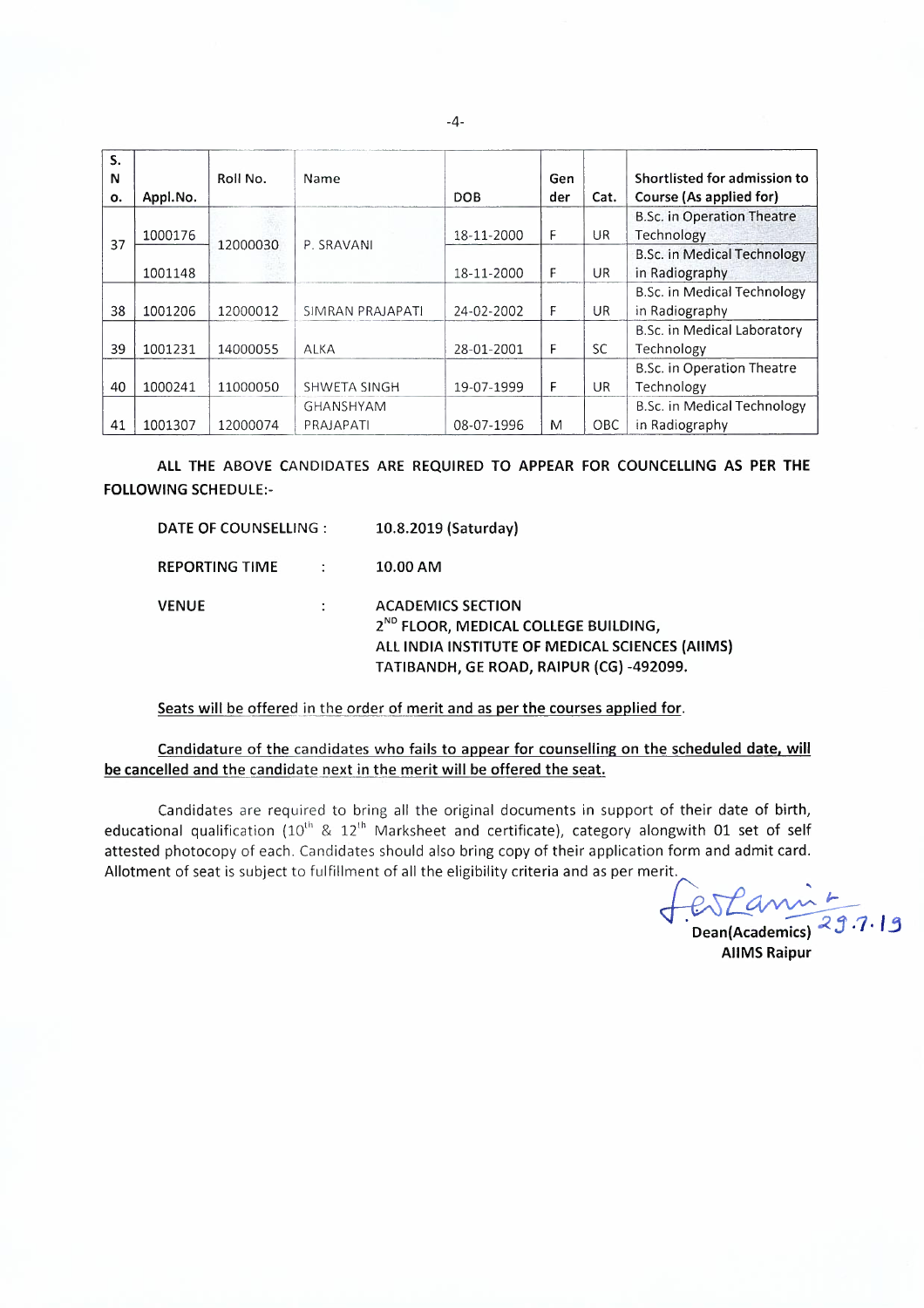| S. No. | Appl.No. | Roll No. | Name | DOB | Gender | Cat. | Shortlisted for admission to Course (As applied for) |
|---|---|---|---|---|---|---|---|
| 37 | 1000176 | 12000030 | P. SRAVANI | 18-11-2000 | F | UR | B.Sc. in Operation Theatre Technology |
| | 1001148 | | | 18-11-2000 | F | UR | B.Sc. in Medical Technology in Radiography |
| 38 | 1001206 | 12000012 | SIMRAN PRAJAPATI | 24-02-2002 | F | UR | B.Sc. in Medical Technology in Radiography |
| 39 | 1001231 | 14000055 | ALKA | 28-01-2001 | F | SC | B.Sc. in Medical Laboratory Technology |
| 40 | 1000241 | 11000050 | SHWETA SINGH | 19-07-1999 | F | UR | B.Sc. in Operation Theatre Technology |
| 41 | 1001307 | 12000074 | GHANSHYAM PRAJAPATI | 08-07-1996 | M | OBC | B.Sc. in Medical Technology in Radiography |

**ALL THE ABOVE CANDIDATES ARE REQUIRED TO APPEAR FOR COUNCELLING AS PER THE FOLLOWING SCHEDULE:-**

**DATE OF COUNSELLING :** **10.8.2019 (Saturday)**

**REPORTING TIME :** **10.00 AM**

**VENUE :** **ACADEMICS SECTION**
**2ND FLOOR, MEDICAL COLLEGE BUILDING,**
**ALL INDIA INSTITUTE OF MEDICAL SCIENCES (AIIMS)**
**TATIBANDH, GE ROAD, RAIPUR (CG) -492099.**

Seats will be offered in the order of merit and as per the courses applied for.

Candidature of the candidates who fails to appear for counselling on the scheduled date, will be cancelled and the candidate next in the merit will be offered the seat.

Candidates are required to bring all the original documents in support of their date of birth, educational qualification (10th & 12th Marksheet and certificate), category alongwith 01 set of self attested photocopy of each. Candidates should also bring copy of their application form and admit card. Allotment of seat is subject to fulfillment of all the eligibility criteria and as per merit.

29.7.19

**Dean(Academics)**
**AIIMS Raipur**